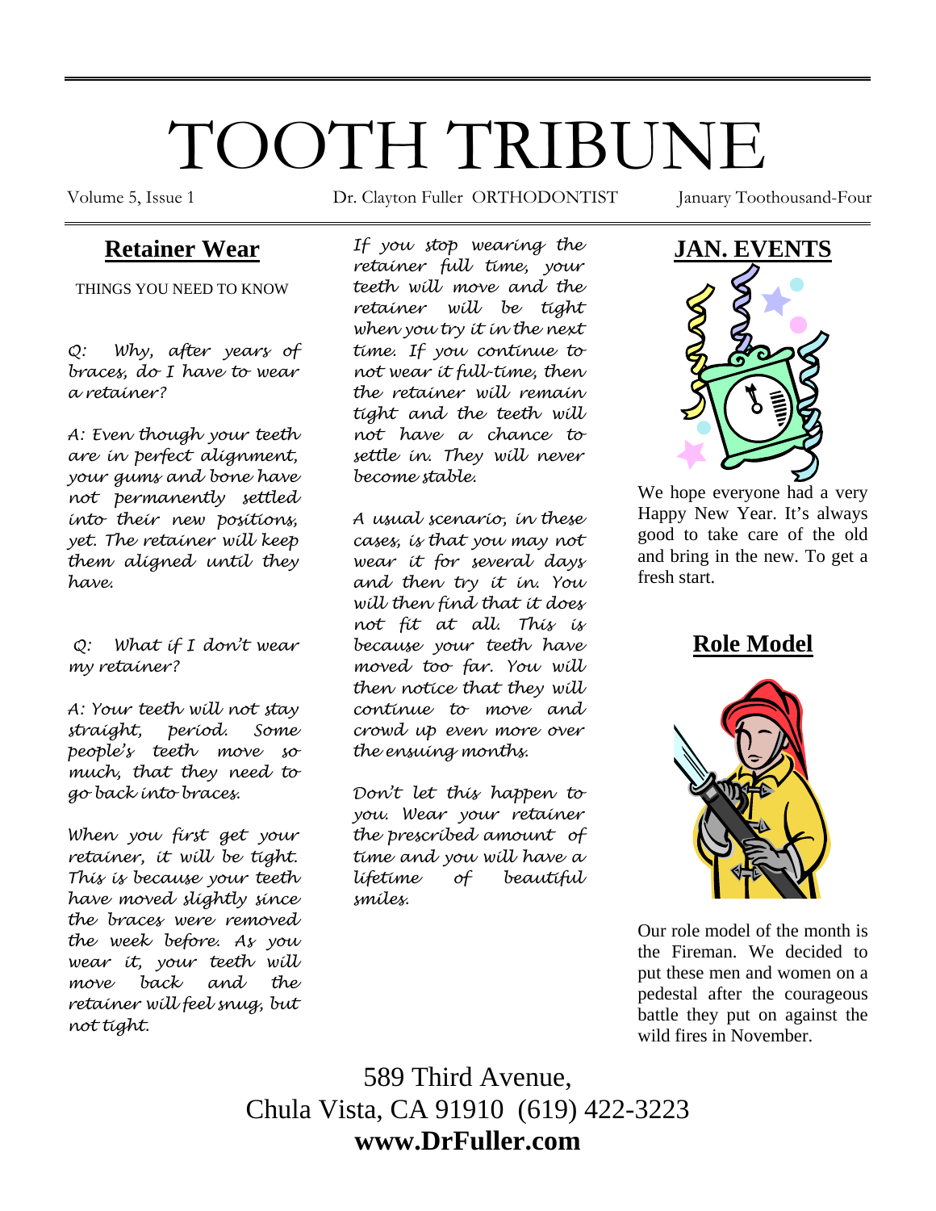# TOOTH TRIBUNE

Volume 5, Issue 1 — Dr. Clayton Fuller ORTHODONTIST — January Toothousand-Four

## Retainer Wear

THINGS YOU NEED TO KNOW

*Q: Why, after years of braces, do I have to wear a retainer?*

*A: Even though your teeth are in perfect alignment, your gums and bone have not permanently settled into their new positions, yet. The retainer will keep them aligned until they have.*

*Q: What if I don't wear my retainer?*

*A: Your teeth will not stay straight, period. Some people's teeth move so much, that they need to go back into braces.*

*When you first get your retainer, it will be tight. This is because your teeth have moved slightly since the braces were removed the week before. As you wear it, your teeth will move back and the retainer will feel snug, but not tight.*

*If you stop wearing the retainer full time, your teeth will move and the retainer will be tight when you try it in the next time. If you continue to not wear it full-time, then the retainer will remain tight and the teeth will not have a chance to settle in. They will never become stable.*

*A usual scenario, in these cases, is that you may not wear it for several days and then try it in. You will then find that it does not fit at all. This is because your teeth have moved too far. You will then notice that they will continue to move and crowd up even more over the ensuing months.*

*Don't let this happen to you. Wear your retainer the prescribed amount of time and you will have a lifetime of beautiful smiles.*

## JAN. EVENTS

We hope everyone had a very Happy New Year. It's always good to take care of the old and bring in the new. To get a fresh start.

## Role Model

Our role model of the month is the Fireman. We decided to put these men and women on a pedestal after the courageous battle they put on against the wild fires in November.

589 Third Avenue,
Chula Vista, CA 91910 (619) 422-3223
**www.DrFuller.com**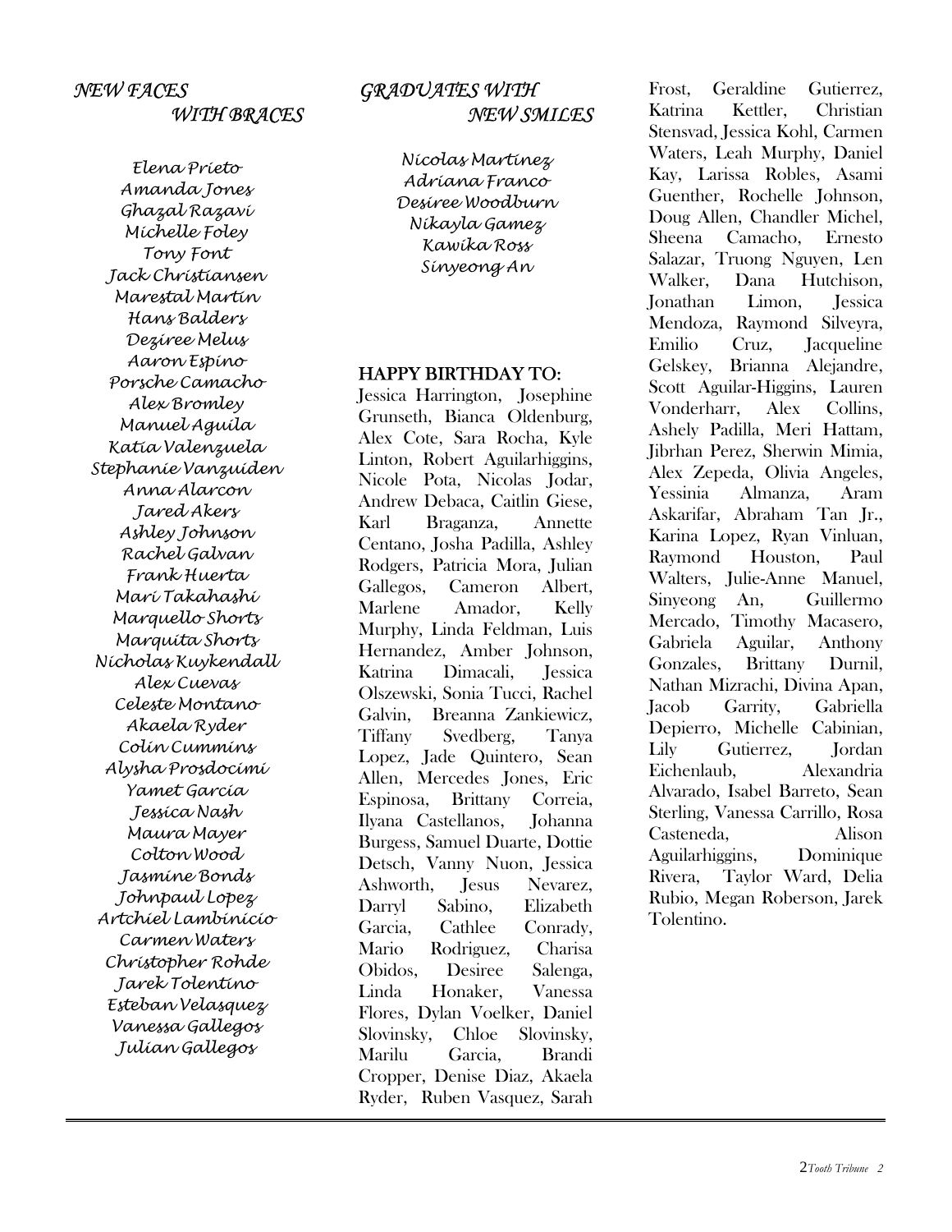## *NEW FACES WITH BRACES*

*Elena Prieto*
*Amanda Jones*
*Ghazal Razavi*
*Michelle Foley*
*Tony Font*
*Jack Christiansen*
*Marestal Martin*
*Hans Balders*
*Deziree Melus*
*Aaron Espino*
*Porsche Camacho*
*Alex Bromley*
*Manuel Aguila*
*Katia Valenzuela*
*Stephanie Vanzuiden*
*Anna Alarcon*
*Jared Akers*
*Ashley Johnson*
*Rachel Galvan*
*Frank Huerta*
*Mari Takahashi*
*Marquello Shorts*
*Marquita Shorts*
*Nicholas Kuykendall*
*Alex Cuevas*
*Celeste Montano*
*Akaela Ryder*
*Colin Cummins*
*Alysha Prosdocimi*
*Yamet Garcia*
*Jessica Nash*
*Maura Mayer*
*Colton Wood*
*Jasmine Bonds*
*Johnpaul Lopez*
*Artchiel Lambinicio*
*Carmen Waters*
*Christopher Rohde*
*Jarek Tolentino*
*Esteban Velasquez*
*Vanessa Gallegos*
*Julian Gallegos*

## *GRADUATES WITH NEW SMILES*

*Nicolas Martinez*
*Adriana Franco*
*Desiree Woodburn*
*Nikayla Gamez*
*Kawika Ross*
*Sinyeong An*

## HAPPY BIRTHDAY TO:

Jessica Harrington, Josephine Grunseth, Bianca Oldenburg, Alex Cote, Sara Rocha, Kyle Linton, Robert Aguilarhiggins, Nicole Pota, Nicolas Jodar, Andrew Debaca, Caitlin Giese, Karl Braganza, Annette Centano, Josha Padilla, Ashley Rodgers, Patricia Mora, Julian Gallegos, Cameron Albert, Marlene Amador, Kelly Murphy, Linda Feldman, Luis Hernandez, Amber Johnson, Katrina Dimacali, Jessica Olszewski, Sonia Tucci, Rachel Galvin, Breanna Zankiewicz, Tiffany Svedberg, Tanya Lopez, Jade Quintero, Sean Allen, Mercedes Jones, Eric Espinosa, Brittany Correia, Ilyana Castellanos, Johanna Burgess, Samuel Duarte, Dottie Detsch, Vanny Nuon, Jessica Ashworth, Jesus Nevarez, Darryl Sabino, Elizabeth Garcia, Cathlee Conrady, Mario Rodriguez, Charisa Obidos, Desiree Salenga, Linda Honaker, Vanessa Flores, Dylan Voelker, Daniel Slovinsky, Chloe Slovinsky, Marilu Garcia, Brandi Cropper, Denise Diaz, Akaela Ryder, Ruben Vasquez, Sarah Frost, Geraldine Gutierrez, Katrina Kettler, Christian Stensvad, Jessica Kohl, Carmen Waters, Leah Murphy, Daniel Kay, Larissa Robles, Asami Guenther, Rochelle Johnson, Doug Allen, Chandler Michel, Sheena Camacho, Ernesto Salazar, Truong Nguyen, Len Walker, Dana Hutchison, Jonathan Limon, Jessica Mendoza, Raymond Silveyra, Emilio Cruz, Jacqueline Gelskey, Brianna Alejandre, Scott Aguilar-Higgins, Lauren Vonderharr, Alex Collins, Ashely Padilla, Meri Hattam, Jibrhan Perez, Sherwin Mimia, Alex Zepeda, Olivia Angeles, Yessinia Almanza, Aram Askarifar, Abraham Tan Jr., Karina Lopez, Ryan Vinluan, Raymond Houston, Paul Walters, Julie-Anne Manuel, Sinyeong An, Guillermo Mercado, Timothy Macasero, Gabriela Aguilar, Anthony Gonzales, Brittany Durnil, Nathan Mizrachi, Divina Apan, Jacob Garrity, Gabriella Depierro, Michelle Cabinian, Lily Gutierrez, Jordan Eichenlaub, Alexandria Alvarado, Isabel Barreto, Sean Sterling, Vanessa Carrillo, Rosa Casteneda, Alison Aguilarhiggins, Dominique Rivera, Taylor Ward, Delia Rubio, Megan Roberson, Jarek Tolentino.